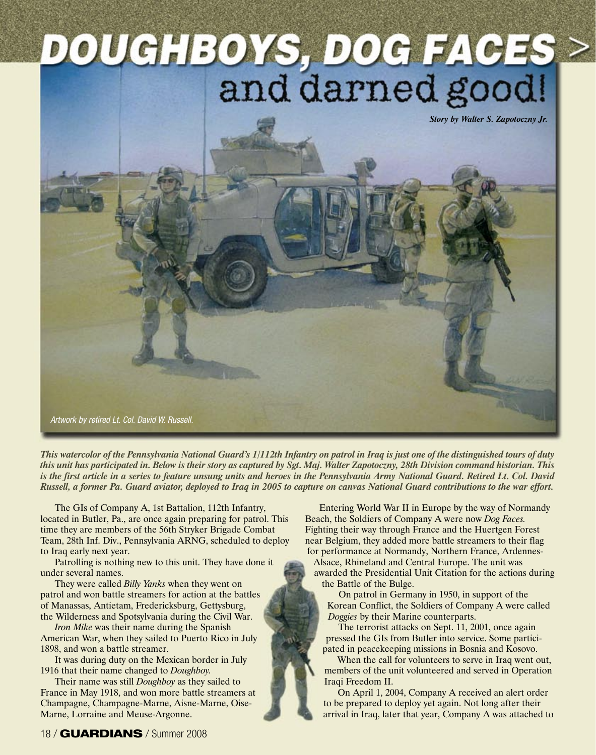# DOUGHBOYS, DOG FACES > and darned good!

***Story by Walter S. Zapotoczny Jr.***

*Artwork by retired Lt. Col. David W. Russell.*

***This watercolor of the Pennsylvania National Guard's 1/112th Infantry on patrol in Iraq is just one of the distinguished tours of duty this unit has participated in. Below is their story as captured by Sgt. Maj. Walter Zapotoczny, 28th Division command historian. This is the first article in a series to feature unsung units and heroes in the Pennsylvania Army National Guard. Retired Lt. Col. David Russell, a former Pa. Guard aviator, deployed to Iraq in 2005 to capture on canvas National Guard contributions to the war effort.***

The GIs of Company A, 1st Battalion, 112th Infantry, located in Butler, Pa., are once again preparing for patrol. This time they are members of the 56th Stryker Brigade Combat Team, 28th Inf. Div., Pennsylvania ARNG, scheduled to deploy to Iraq early next year.

Patrolling is nothing new to this unit. They have done it under several names.

They were called *Billy Yanks* when they went on patrol and won battle streamers for action at the battles of Manassas, Antietam, Fredericksburg, Gettysburg, the Wilderness and Spotsylvania during the Civil War.

*Iron Mike* was their name during the Spanish American War, when they sailed to Puerto Rico in July 1898, and won a battle streamer.

It was during duty on the Mexican border in July 1916 that their name changed to *Doughboy.*

Their name was still *Doughboy* as they sailed to France in May 1918, and won more battle streamers at Champagne, Champagne-Marne, Aisne-Marne, Oise-Marne, Lorraine and Meuse-Argonne.

Entering World War II in Europe by the way of Normandy Beach, the Soldiers of Company A were now *Dog Faces.* Fighting their way through France and the Huertgen Forest near Belgium, they added more battle streamers to their flag for performance at Normandy, Northern France, Ardennes-Alsace, Rhineland and Central Europe. The unit was awarded the Presidential Unit Citation for the actions during the Battle of the Bulge.

On patrol in Germany in 1950, in support of the Korean Conflict, the Soldiers of Company A were called *Doggies* by their Marine counterparts.

The terrorist attacks on Sept. 11, 2001, once again pressed the GIs from Butler into service. Some participated in peacekeeping missions in Bosnia and Kosovo.

When the call for volunteers to serve in Iraq went out, members of the unit volunteered and served in Operation Iraqi Freedom II.

On April 1, 2004, Company A received an alert order to be prepared to deploy yet again. Not long after their arrival in Iraq, later that year, Company A was attached to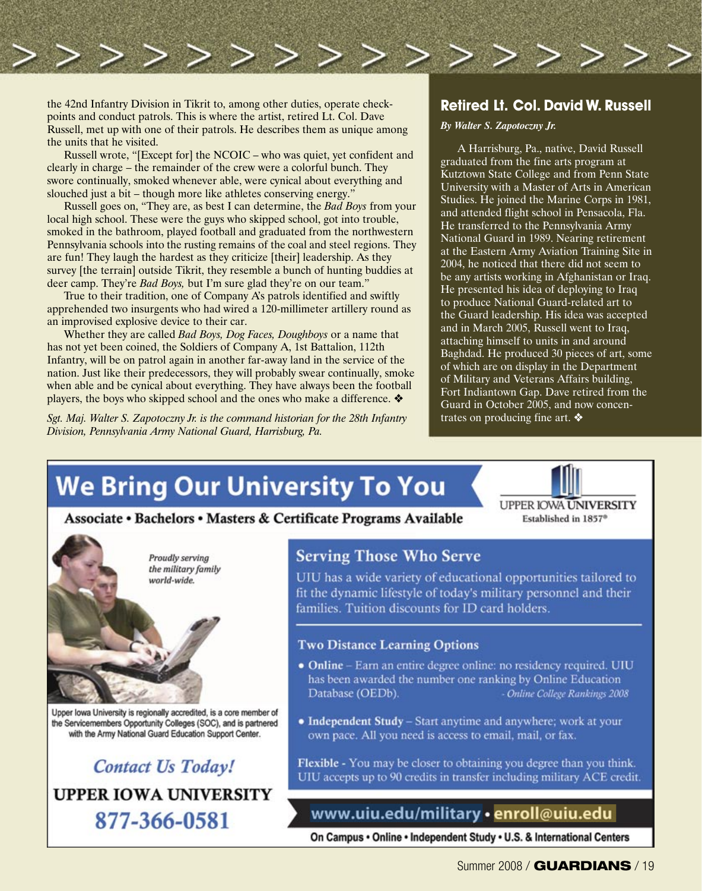the 42nd Infantry Division in Tikrit to, among other duties, operate checkpoints and conduct patrols. This is where the artist, retired Lt. Col. Dave Russell, met up with one of their patrols. He describes them as unique among the units that he visited.

Russell wrote, "[Except for] the NCOIC – who was quiet, yet confident and clearly in charge – the remainder of the crew were a colorful bunch. They swore continually, smoked whenever able, were cynical about everything and slouched just a bit – though more like athletes conserving energy."

Russell goes on, "They are, as best I can determine, the *Bad Boys* from your local high school. These were the guys who skipped school, got into trouble, smoked in the bathroom, played football and graduated from the northwestern Pennsylvania schools into the rusting remains of the coal and steel regions. They are fun! They laugh the hardest as they criticize [their] leadership. As they survey [the terrain] outside Tikrit, they resemble a bunch of hunting buddies at deer camp. They're *Bad Boys,* but I'm sure glad they're on our team."

True to their tradition, one of Company A's patrols identified and swiftly apprehended two insurgents who had wired a 120-millimeter artillery round as an improvised explosive device to their car.

Whether they are called *Bad Boys, Dog Faces, Doughboys* or a name that has not yet been coined, the Soldiers of Company A, 1st Battalion, 112th Infantry, will be on patrol again in another far-away land in the service of the nation. Just like their predecessors, they will probably swear continually, smoke when able and be cynical about everything. They have always been the football players, the boys who skipped school and the ones who make a difference. ❖

*Sgt. Maj. Walter S. Zapotoczny Jr. is the command historian for the 28th Infantry Division, Pennsylvania Army National Guard, Harrisburg, Pa.*

## Retired Lt. Col. David W. Russell

*By Walter S. Zapotoczny Jr.*

A Harrisburg, Pa., native, David Russell graduated from the fine arts program at Kutztown State College and from Penn State University with a Master of Arts in American Studies. He joined the Marine Corps in 1981, and attended flight school in Pensacola, Fla. He transferred to the Pennsylvania Army National Guard in 1989. Nearing retirement at the Eastern Army Aviation Training Site in 2004, he noticed that there did not seem to be any artists working in Afghanistan or Iraq. He presented his idea of deploying to Iraq to produce National Guard-related art to the Guard leadership. His idea was accepted and in March 2005, Russell went to Iraq, attaching himself to units in and around Baghdad. He produced 30 pieces of art, some of which are on display in the Department of Military and Veterans Affairs building, Fort Indiantown Gap. Dave retired from the Guard in October 2005, and now concentrates on producing fine art. ❖

# We Bring Our University To You

**Associate • Bachelors • Masters & Certificate Programs Available**

UPPER IOWA UNIVERSITY
Established in 1857®

*Proudly serving the military family world-wide.*

Upper Iowa University is regionally accredited, is a core member of the Servicemembers Opportunity Colleges (SOC), and is partnered with the Army National Guard Education Support Center.

*Contact Us Today!*

**UPPER IOWA UNIVERSITY**
**877-366-0581**

## Serving Those Who Serve

UIU has a wide variety of educational opportunities tailored to fit the dynamic lifestyle of today's military personnel and their families. Tuition discounts for ID card holders.

### Two Distance Learning Options

- **Online** – Earn an entire degree online: no residency required. UIU has been awarded the number one ranking by Online Education Database (OEDb). *- Online College Rankings 2008*
- **Independent Study** – Start anytime and anywhere; work at your own pace. All you need is access to email, mail, or fax.

**Flexible** - You may be closer to obtaining you degree than you think. UIU accepts up to 90 credits in transfer including military ACE credit.

**www.uiu.edu/military • enroll@uiu.edu**

On Campus • Online • Independent Study • U.S. & International Centers